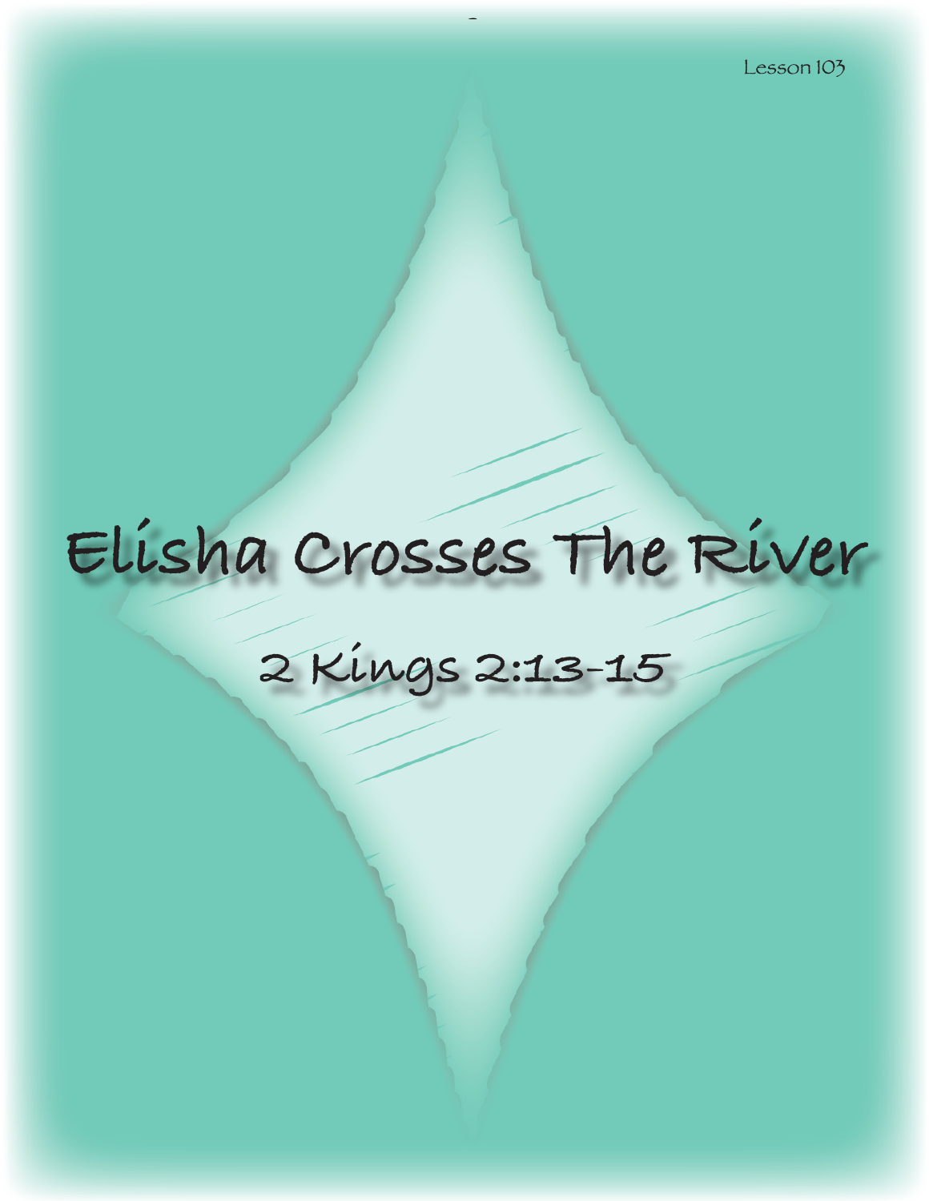Lesson 103

# Elisha Crosses The River

## 2 Kings 2:13-15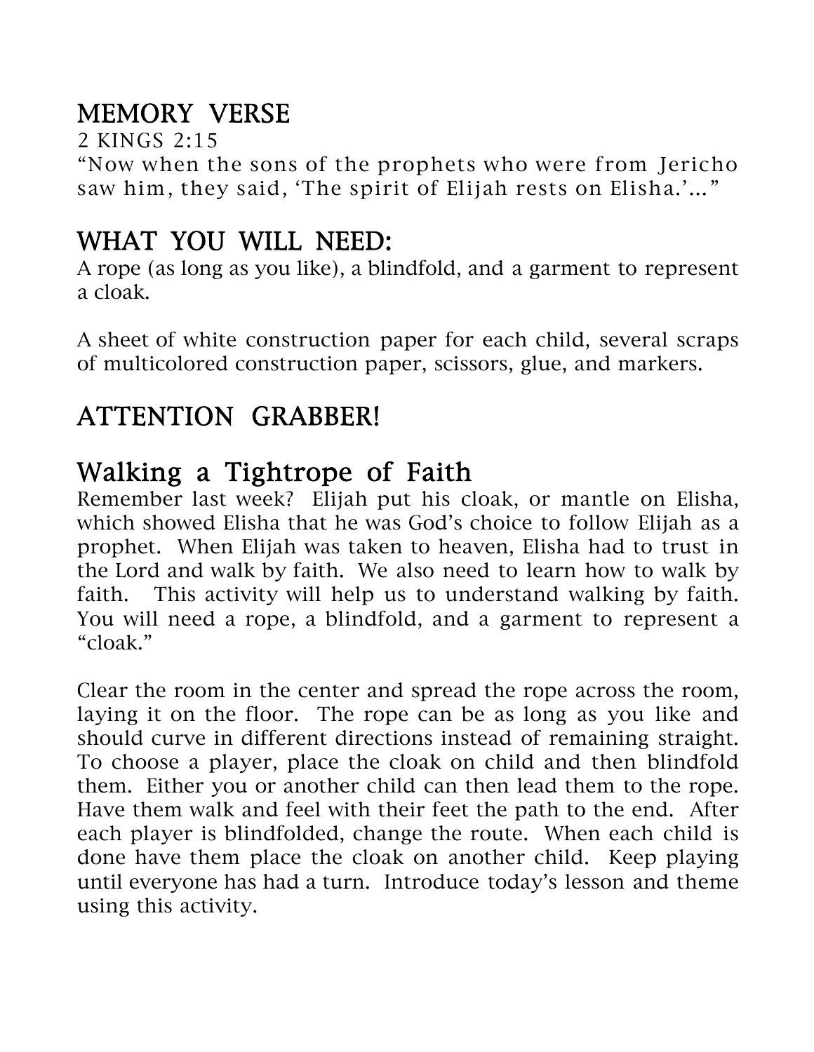## MEMORY VERSE

2 KINGS 2:15

"Now when the sons of the prophets who were from Jericho saw him, they said, 'The spirit of Elijah rests on Elisha.'..."

## WHAT YOU WILL NEED:

A rope (as long as you like), a blindfold, and a garment to represent a cloak.

A sheet of white construction paper for each child, several scraps of multicolored construction paper, scissors, glue, and markers.

## ATTENTION GRABBER!

## Walking a Tightrope of Faith

Remember last week? Elijah put his cloak, or mantle on Elisha, which showed Elisha that he was God's choice to follow Elijah as a prophet. When Elijah was taken to heaven, Elisha had to trust in the Lord and walk by faith. We also need to learn how to walk by faith. This activity will help us to understand walking by faith. You will need a rope, a blindfold, and a garment to represent a "cloak."

Clear the room in the center and spread the rope across the room, laying it on the floor. The rope can be as long as you like and should curve in different directions instead of remaining straight. To choose a player, place the cloak on child and then blindfold them. Either you or another child can then lead them to the rope. Have them walk and feel with their feet the path to the end. After each player is blindfolded, change the route. When each child is done have them place the cloak on another child. Keep playing until everyone has had a turn. Introduce today's lesson and theme using this activity.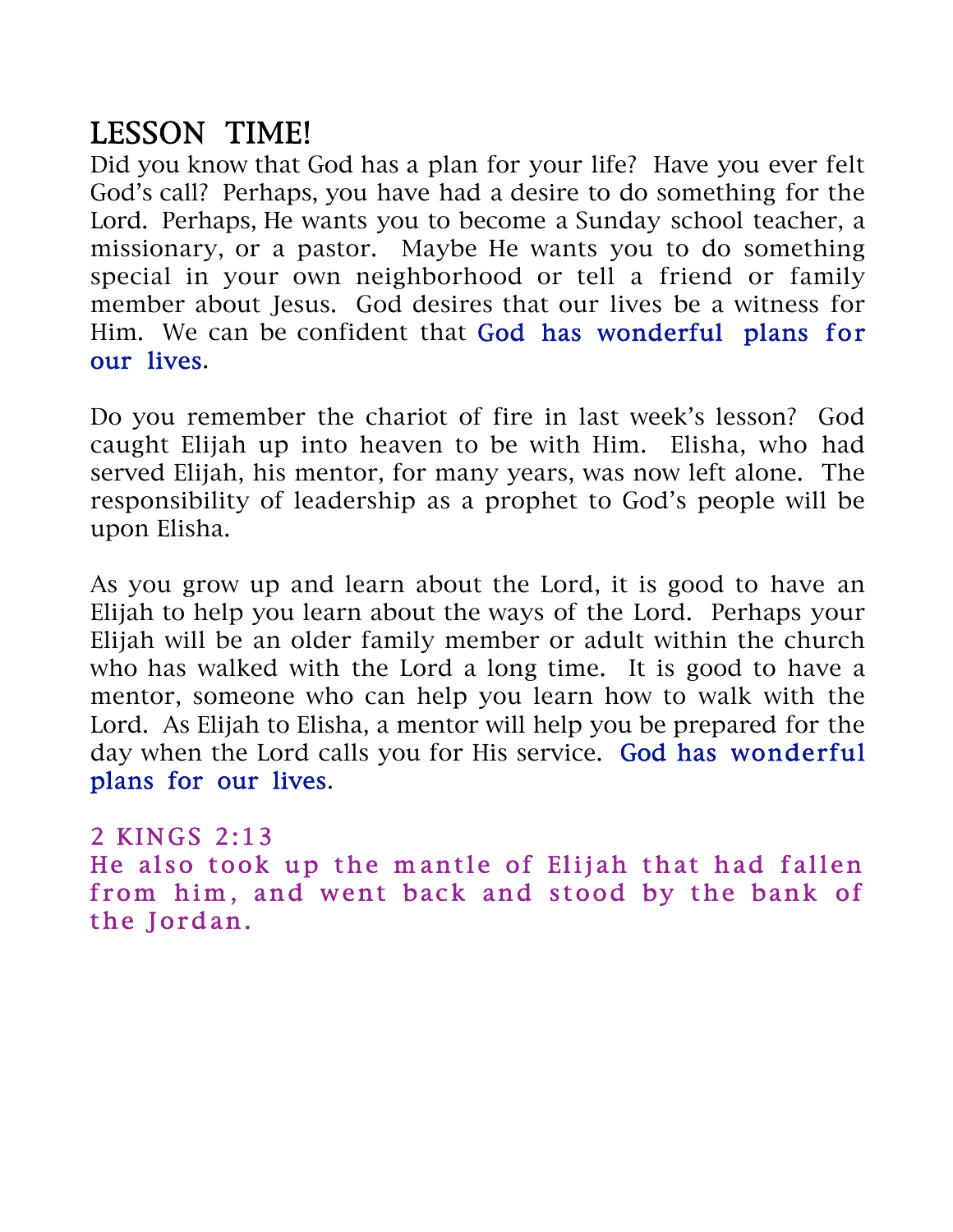## LESSON TIME!

Did you know that God has a plan for your life? Have you ever felt God's call? Perhaps, you have had a desire to do something for the Lord. Perhaps, He wants you to become a Sunday school teacher, a missionary, or a pastor. Maybe He wants you to do something special in your own neighborhood or tell a friend or family member about Jesus. God desires that our lives be a witness for Him. We can be confident that God has wonderful plans for our lives.

Do you remember the chariot of fire in last week's lesson? God caught Elijah up into heaven to be with Him. Elisha, who had served Elijah, his mentor, for many years, was now left alone. The responsibility of leadership as a prophet to God's people will be upon Elisha.

As you grow up and learn about the Lord, it is good to have an Elijah to help you learn about the ways of the Lord. Perhaps your Elijah will be an older family member or adult within the church who has walked with the Lord a long time. It is good to have a mentor, someone who can help you learn how to walk with the Lord. As Elijah to Elisha, a mentor will help you be prepared for the day when the Lord calls you for His service. God has wonderful plans for our lives.

2 KINGS 2:13
He also took up the mantle of Elijah that had fallen from him, and went back and stood by the bank of the Jordan.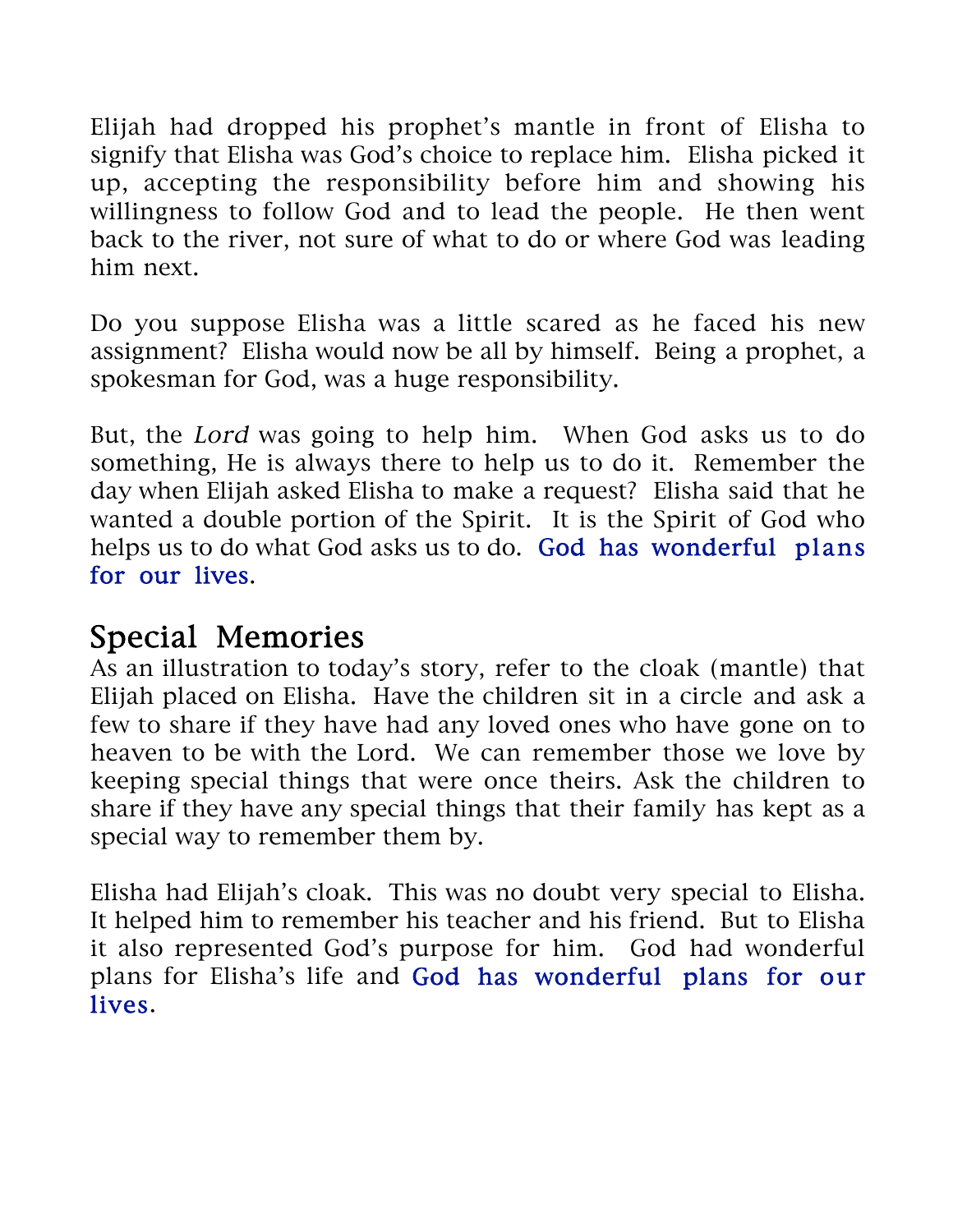Elijah had dropped his prophet's mantle in front of Elisha to signify that Elisha was God's choice to replace him. Elisha picked it up, accepting the responsibility before him and showing his willingness to follow God and to lead the people. He then went back to the river, not sure of what to do or where God was leading him next.

Do you suppose Elisha was a little scared as he faced his new assignment? Elisha would now be all by himself. Being a prophet, a spokesman for God, was a huge responsibility.

But, the *Lord* was going to help him. When God asks us to do something, He is always there to help us to do it. Remember the day when Elijah asked Elisha to make a request? Elisha said that he wanted a double portion of the Spirit. It is the Spirit of God who helps us to do what God asks us to do. **God has wonderful plans for our lives**.

## Special Memories

As an illustration to today's story, refer to the cloak (mantle) that Elijah placed on Elisha. Have the children sit in a circle and ask a few to share if they have had any loved ones who have gone on to heaven to be with the Lord. We can remember those we love by keeping special things that were once theirs. Ask the children to share if they have any special things that their family has kept as a special way to remember them by.

Elisha had Elijah's cloak. This was no doubt very special to Elisha. It helped him to remember his teacher and his friend. But to Elisha it also represented God's purpose for him. God had wonderful plans for Elisha's life and **God has wonderful plans for our lives**.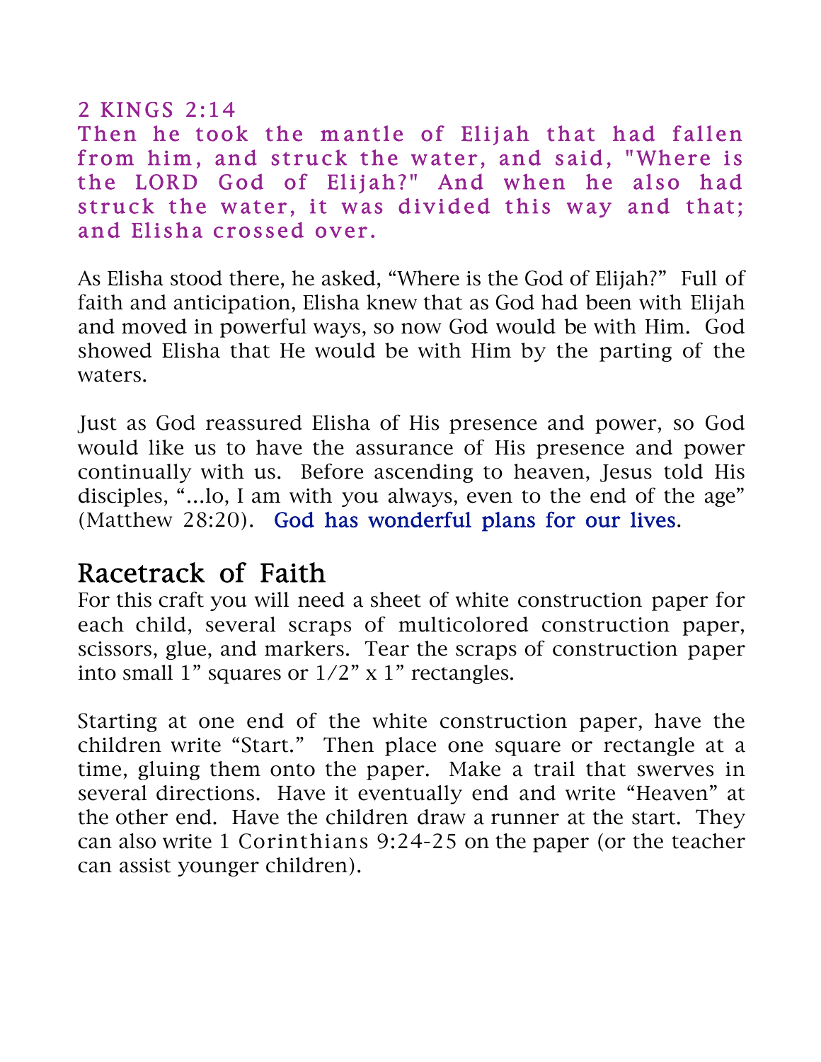2 KINGS 2:14

Then he took the mantle of Elijah that had fallen from him, and struck the water, and said, "Where is the LORD God of Elijah?" And when he also had struck the water, it was divided this way and that; and Elisha crossed over.

As Elisha stood there, he asked, “Where is the God of Elijah?” Full of faith and anticipation, Elisha knew that as God had been with Elijah and moved in powerful ways, so now God would be with Him. God showed Elisha that He would be with Him by the parting of the waters.

Just as God reassured Elisha of His presence and power, so God would like us to have the assurance of His presence and power continually with us. Before ascending to heaven, Jesus told His disciples, “...lo, I am with you always, even to the end of the age” (Matthew 28:20). God has wonderful plans for our lives.

## Racetrack of Faith

For this craft you will need a sheet of white construction paper for each child, several scraps of multicolored construction paper, scissors, glue, and markers. Tear the scraps of construction paper into small 1” squares or 1/2” x 1” rectangles.

Starting at one end of the white construction paper, have the children write “Start.” Then place one square or rectangle at a time, gluing them onto the paper. Make a trail that swerves in several directions. Have it eventually end and write “Heaven” at the other end. Have the children draw a runner at the start. They can also write 1 Corinthians 9:24-25 on the paper (or the teacher can assist younger children).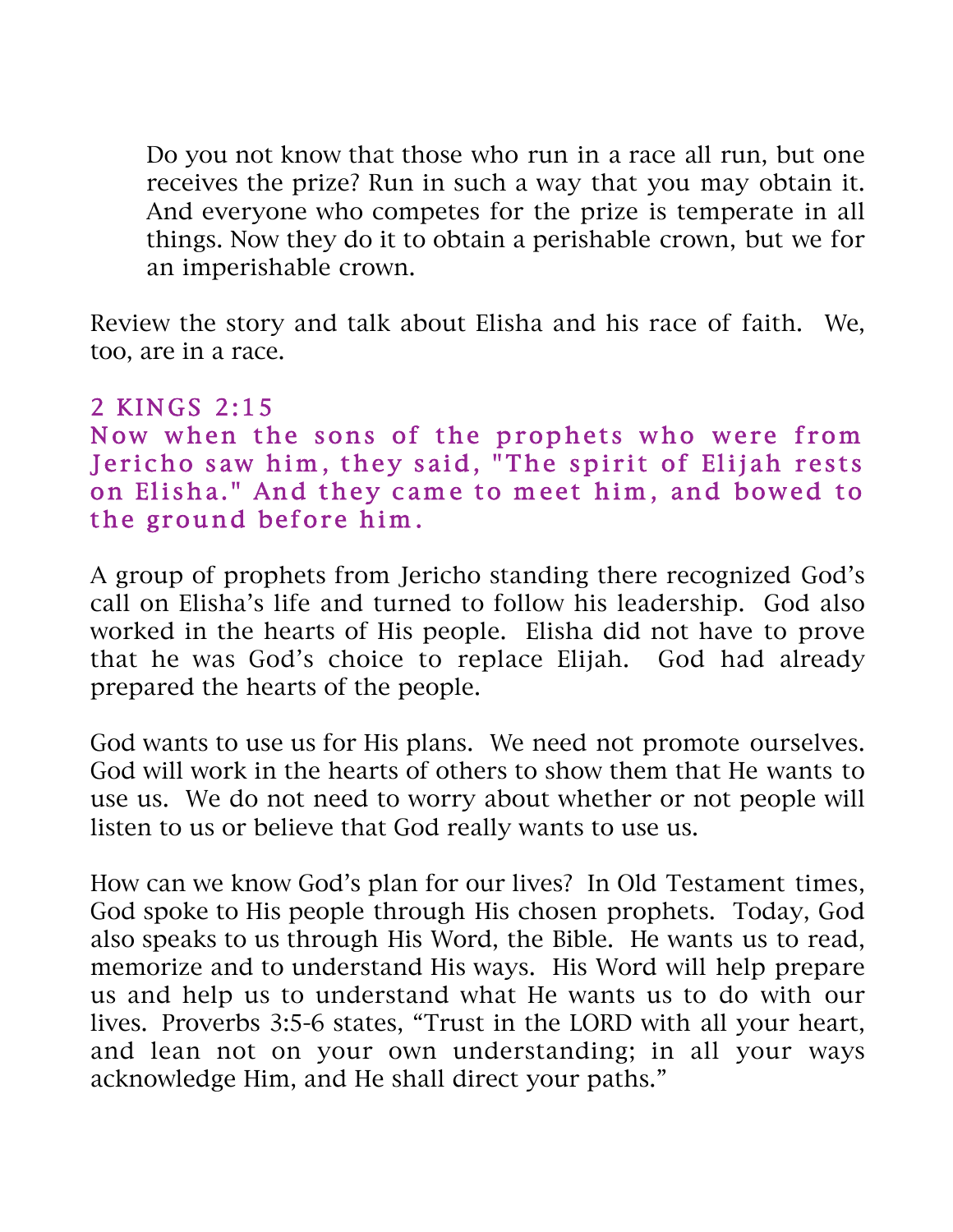> Do you not know that those who run in a race all run, but one receives the prize? Run in such a way that you may obtain it. And everyone who competes for the prize is temperate in all things. Now they do it to obtain a perishable crown, but we for an imperishable crown.

Review the story and talk about Elisha and his race of faith. We, too, are in a race.

### 2 KINGS 2:15

**Now when the sons of the prophets who were from Jericho saw him, they said, "The spirit of Elijah rests on Elisha." And they came to meet him, and bowed to the ground before him.**

A group of prophets from Jericho standing there recognized God's call on Elisha's life and turned to follow his leadership. God also worked in the hearts of His people. Elisha did not have to prove that he was God's choice to replace Elijah. God had already prepared the hearts of the people.

God wants to use us for His plans. We need not promote ourselves. God will work in the hearts of others to show them that He wants to use us. We do not need to worry about whether or not people will listen to us or believe that God really wants to use us.

How can we know God's plan for our lives? In Old Testament times, God spoke to His people through His chosen prophets. Today, God also speaks to us through His Word, the Bible. He wants us to read, memorize and to understand His ways. His Word will help prepare us and help us to understand what He wants us to do with our lives. Proverbs 3:5-6 states, "Trust in the LORD with all your heart, and lean not on your own understanding; in all your ways acknowledge Him, and He shall direct your paths."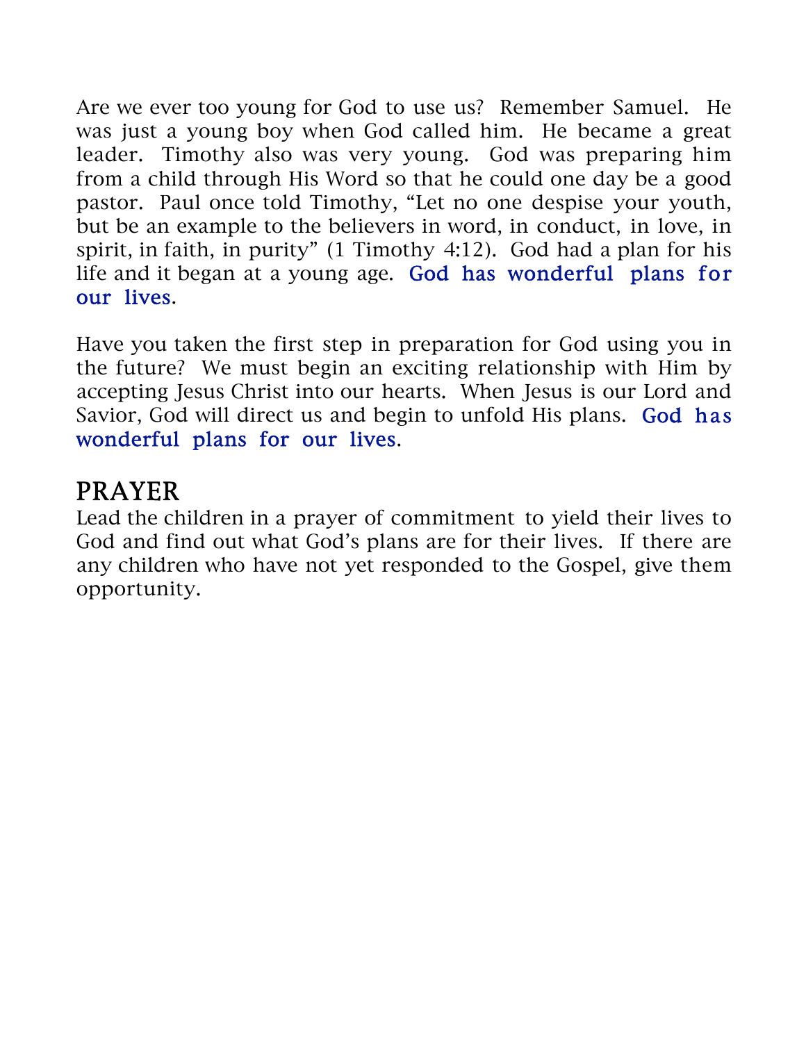Are we ever too young for God to use us? Remember Samuel. He was just a young boy when God called him. He became a great leader. Timothy also was very young. God was preparing him from a child through His Word so that he could one day be a good pastor. Paul once told Timothy, "Let no one despise your youth, but be an example to the believers in word, in conduct, in love, in spirit, in faith, in purity" (1 Timothy 4:12). God had a plan for his life and it began at a young age. God has wonderful plans for our lives.

Have you taken the first step in preparation for God using you in the future? We must begin an exciting relationship with Him by accepting Jesus Christ into our hearts. When Jesus is our Lord and Savior, God will direct us and begin to unfold His plans. God has wonderful plans for our lives.

## PRAYER

Lead the children in a prayer of commitment to yield their lives to God and find out what God's plans are for their lives. If there are any children who have not yet responded to the Gospel, give them opportunity.